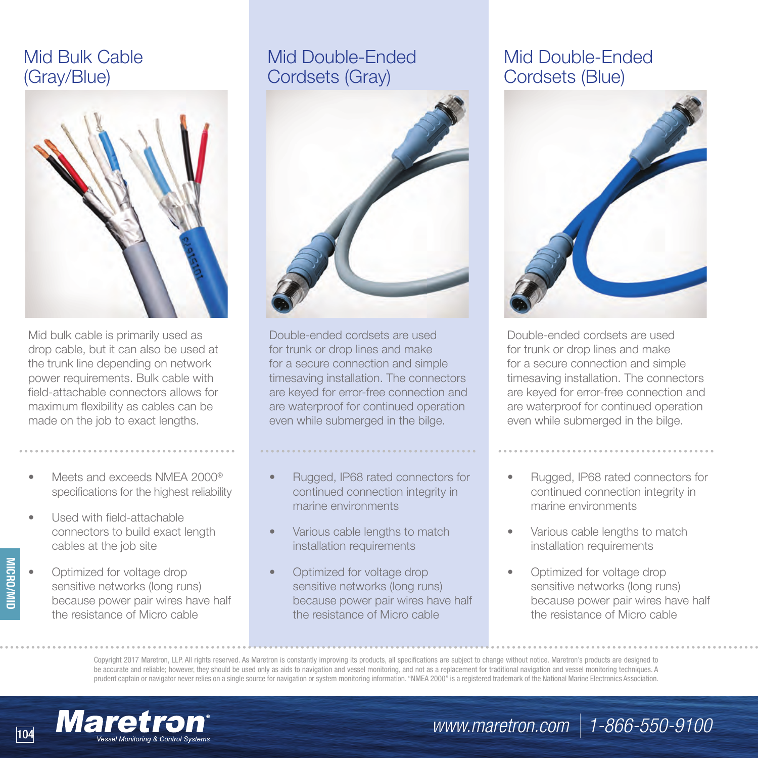## Mid Bulk Cable (Gray/Blue)

Mid bulk cable is primarily used as drop cable, but it can also be used at the trunk line depending on network power requirements. Bulk cable with field-attachable connectors allows for maximum flexibility as cables can be made on the job to exact lengths.

- Meets and exceeds NMEA 2000® specifications for the highest reliability
- Used with field-attachable connectors to build exact length cables at the job site
- Optimized for voltage drop sensitive networks (long runs) because power pair wires have half the resistance of Micro cable

## Mid Double-Ended Cordsets (Gray)

Double-ended cordsets are used for trunk or drop lines and make for a secure connection and simple timesaving installation. The connectors are keyed for error-free connection and are waterproof for continued operation even while submerged in the bilge.

- Rugged, IP68 rated connectors for continued connection integrity in marine environments
- Various cable lengths to match installation requirements
- Optimized for voltage drop sensitive networks (long runs) because power pair wires have half the resistance of Micro cable

## Mid Double-Ended Cordsets (Blue)

Double-ended cordsets are used for trunk or drop lines and make for a secure connection and simple timesaving installation. The connectors are keyed for error-free connection and are waterproof for continued operation even while submerged in the bilge.

- Rugged, IP68 rated connectors for continued connection integrity in marine environments
- Various cable lengths to match installation requirements
- Optimized for voltage drop sensitive networks (long runs) because power pair wires have half the resistance of Micro cable

Copyright 2017 Maretron, LLP. All rights reserved. As Maretron is constantly improving its products, all specifications are subject to change without notice. Maretron's products are designed to be accurate and reliable; however, they should be used only as aids to navigation and vessel monitoring, and not as a replacement for traditional navigation and vessel monitoring techniques. A prudent captain or navigator never relies on a single source for navigation or system monitoring information. "NMEA 2000" is a registered trademark of the National Marine Electronics Association.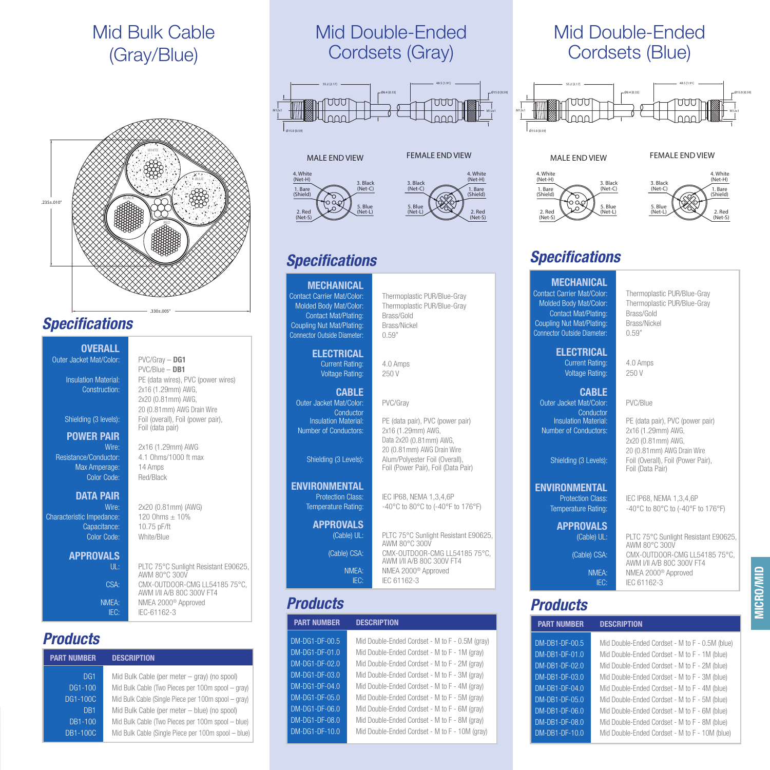# Mid Bulk Cable (Gray/Blue)

.235±.010"

.330±.005"

WHITE

BLUE

BLACK

RED

## Specifications

| | |
|---|---|
| **OVERALL** | |
| Outer Jacket Mat/Color: | PVC/Gray – **DG1**<br>PVC/Blue – **DB1** |
| Insulation Material: | PE (data wires), PVC (power wires) |
| Construction: | 2x16 (1.29mm) AWG,<br>2x20 (0.81mm) AWG,<br>20 (0.81mm) AWG Drain Wire |
| Shielding (3 levels): | Foil (overall), Foil (power pair),<br>Foil (data pair) |
| **POWER PAIR** | |
| Wire: | 2x16 (1.29mm) AWG |
| Resistance/Conductor: | 4.1 Ohms/1000 ft max |
| Max Amperage: | 14 Amps |
| Color Code: | Red/Black |
| **DATA PAIR** | |
| Wire: | 2x20 (0.81mm) (AWG) |
| Characteristic Impedance: | 120 Ohms ± 10% |
| Capacitance: | 10.75 pF/ft |
| Color Code: | White/Blue |
| **APPROVALS** | |
| UL: | PLTC 75°C Sunlight Resistant E90625,<br>AWM 80°C 300V |
| CSA: | CMX-OUTDOOR-CMG LL54185 75°C,<br>AWM I/II A/B 80C 300V FT4 |
| NMEA: | NMEA 2000® Approved |
| IEC: | IEC-61162-3 |

## Products

| PART NUMBER | DESCRIPTION |
|---|---|
| DG1 | Mid Bulk Cable (per meter – gray) (no spool) |
| DG1-100 | Mid Bulk Cable (Two Pieces per 100m spool – gray) |
| DG1-100C | Mid Bulk Cable (Single Piece per 100m spool – gray) |
| DB1 | Mid Bulk Cable (per meter – blue) (no spool) |
| DB1-100 | Mid Bulk Cable (Two Pieces per 100m spool – blue) |
| DB1-100C | Mid Bulk Cable (Single Piece per 100m spool – blue) |

# Mid Double-Ended Cordsets (Gray)

55.2 [2.17]

Ø8.4 [0.33]

48.5 [1.91]

Ø15.0 [0.59]

M12x1

Ø15.0 [0.59]

M12x1

MALE END VIEW

4. White (Net-H)
3. Black (Net-C)
1. Bare (Shield)
5. Blue (Net-L)
2. Red (Net-S)

FEMALE END VIEW

3. Black (Net-C)
4. White (Net-H)
1. Bare (Shield)
5. Blue (Net-L)
2. Red (Net-S)

## Specifications

| | |
|---|---|
| **MECHANICAL** | |
| Contact Carrier Mat/Color: | Thermoplastic PUR/Blue-Gray |
| Molded Body Mat/Color: | Thermoplastic PUR/Blue-Gray |
| Contact Mat/Plating: | Brass/Gold |
| Coupling Nut Mat/Plating: | Brass/Nickel |
| Connector Outside Diameter: | 0.59" |
| **ELECTRICAL** | |
| Current Rating: | 4.0 Amps |
| Voltage Rating: | 250 V |
| **CABLE** | |
| Outer Jacket Mat/Color: | PVC/Gray |
| Conductor Insulation Material: | PE (data pair), PVC (power pair) |
| Number of Conductors: | 2x16 (1.29mm) AWG,<br>Data 2x20 (0.81mm) AWG,<br>20 (0.81mm) AWG Drain Wire |
| Shielding (3 Levels): | Alum/Polyester Foil (Overall),<br>Foil (Power Pair), Foil (Data Pair) |
| **ENVIRONMENTAL** | |
| Protection Class: | IEC IP68, NEMA 1,3,4,6P |
| Temperature Rating: | -40°C to 80°C to (-40°F to 176°F) |
| **APPROVALS** | |
| (Cable) UL: | PLTC 75°C Sunlight Resistant E90625,<br>AWM 80°C 300V |
| (Cable) CSA: | CMX-OUTDOOR-CMG LL54185 75°C,<br>AWM I/II A/B 80C 300V FT4 |
| NMEA: | NMEA 2000® Approved |
| IEC: | IEC 61162-3 |

## Products

| PART NUMBER | DESCRIPTION |
|---|---|
| DM-DG1-DF-00.5 | Mid Double-Ended Cordset - M to F - 0.5M (gray) |
| DM-DG1-DF-01.0 | Mid Double-Ended Cordset - M to F - 1M (gray) |
| DM-DG1-DF-02.0 | Mid Double-Ended Cordset - M to F - 2M (gray) |
| DM-DG1-DF-03.0 | Mid Double-Ended Cordset - M to F - 3M (gray) |
| DM-DG1-DF-04.0 | Mid Double-Ended Cordset - M to F - 4M (gray) |
| DM-DG1-DF-05.0 | Mid Double-Ended Cordset - M to F - 5M (gray) |
| DM-DG1-DF-06.0 | Mid Double-Ended Cordset - M to F - 6M (gray) |
| DM-DG1-DF-08.0 | Mid Double-Ended Cordset - M to F - 8M (gray) |
| DM-DG1-DF-10.0 | Mid Double-Ended Cordset - M to F - 10M (gray) |

# Mid Double-Ended Cordsets (Blue)

55.2 [2.17]

Ø8.4 [0.33]

48.5 [1.91]

Ø15.0 [0.59]

M12x1

Ø15.0 [0.59]

M12x1

MALE END VIEW

4. White (Net-H)
3. Black (Net-C)
1. Bare (Shield)
5. Blue (Net-L)
2. Red (Net-S)

FEMALE END VIEW

3. Black (Net-C)
4. White (Net-H)
1. Bare (Shield)
5. Blue (Net-L)
2. Red (Net-S)

## Specifications

| | |
|---|---|
| **MECHANICAL** | |
| Contact Carrier Mat/Color: | Thermoplastic PUR/Blue-Gray |
| Molded Body Mat/Color: | Thermoplastic PUR/Blue-Gray |
| Contact Mat/Plating: | Brass/Gold |
| Coupling Nut Mat/Plating: | Brass/Nickel |
| Connector Outside Diameter: | 0.59" |
| **ELECTRICAL** | |
| Current Rating: | 4.0 Amps |
| Voltage Rating: | 250 V |
| **CABLE** | |
| Outer Jacket Mat/Color: | PVC/Blue |
| Conductor Insulation Material: | PE (data pair), PVC (power pair) |
| Number of Conductors: | 2x16 (1.29mm) AWG,<br>2x20 (0.81mm) AWG,<br>20 (0.81mm) AWG Drain Wire |
| Shielding (3 Levels): | Foil (Overall), Foil (Power Pair),<br>Foil (Data Pair) |
| **ENVIRONMENTAL** | |
| Protection Class: | IEC IP68, NEMA 1,3,4,6P |
| Temperature Rating: | -40°C to 80°C to (-40°F to 176°F) |
| **APPROVALS** | |
| (Cable) UL: | PLTC 75°C Sunlight Resistant E90625,<br>AWM 80°C 300V |
| (Cable) CSA: | CMX-OUTDOOR-CMG LL54185 75°C,<br>AWM I/II A/B 80C 300V FT4 |
| NMEA: | NMEA 2000® Approved |
| IEC: | IEC 61162-3 |

## Products

| PART NUMBER | DESCRIPTION |
|---|---|
| DM-DB1-DF-00.5 | Mid Double-Ended Cordset - M to F - 0.5M (blue) |
| DM-DB1-DF-01.0 | Mid Double-Ended Cordset - M to F - 1M (blue) |
| DM-DB1-DF-02.0 | Mid Double-Ended Cordset - M to F - 2M (blue) |
| DM-DB1-DF-03.0 | Mid Double-Ended Cordset - M to F - 3M (blue) |
| DM-DB1-DF-04.0 | Mid Double-Ended Cordset - M to F - 4M (blue) |
| DM-DB1-DF-05.0 | Mid Double-Ended Cordset - M to F - 5M (blue) |
| DM-DB1-DF-06.0 | Mid Double-Ended Cordset - M to F - 6M (blue) |
| DM-DB1-DF-08.0 | Mid Double-Ended Cordset - M to F - 8M (blue) |
| DM-DB1-DF-10.0 | Mid Double-Ended Cordset - M to F - 10M (blue) |